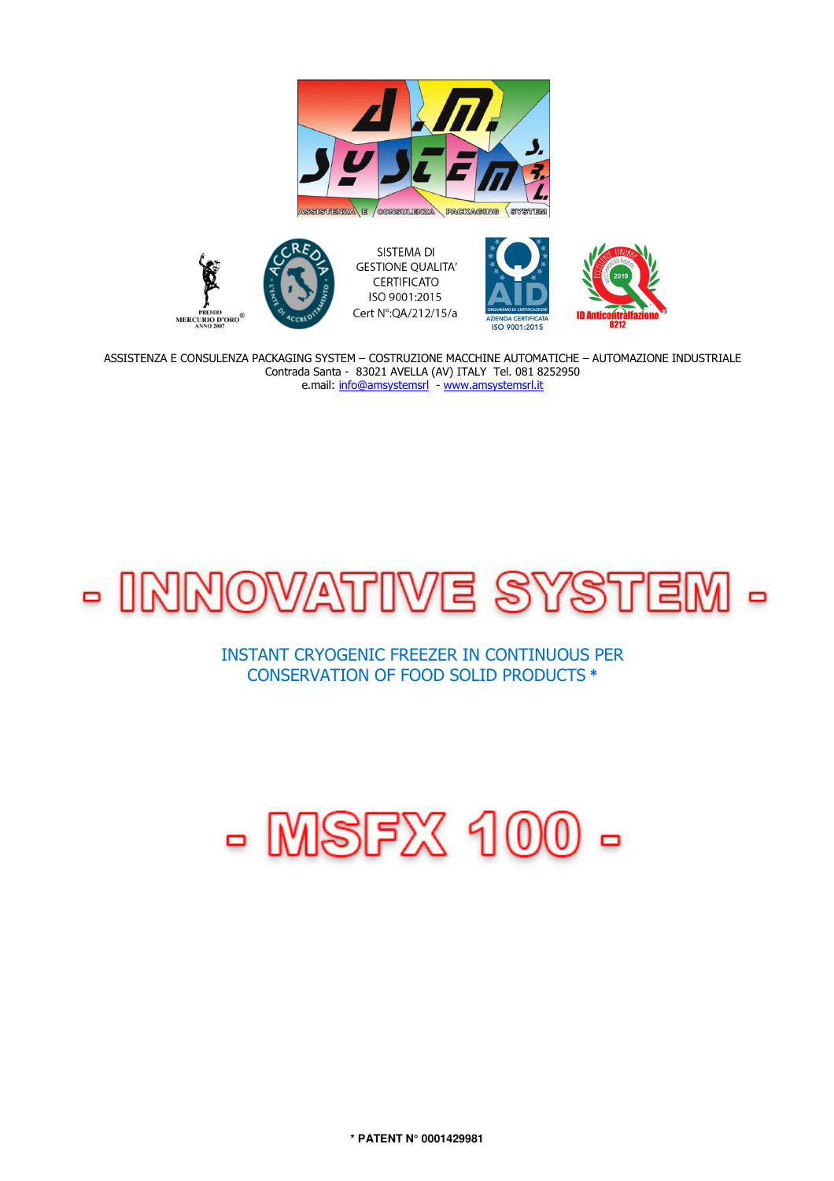SISTEMA DI GESTIONE QUALITA' CERTIFICATO ISO 9001:2015 Cert N°:QA/212/15/a

ASSISTENZA E CONSULENZA PACKAGING SYSTEM – COSTRUZIONE MACCHINE AUTOMATICHE – AUTOMAZIONE INDUSTRIALE
Contrada Santa - 83021 AVELLA (AV) ITALY Tel. 081 8252950
e.mail: info@amsystemsrl - www.amsystemsrl.it

# - INNOVATIVE SYSTEM -

INSTANT CRYOGENIC FREEZER IN CONTINUOUS PER CONSERVATION OF FOOD SOLID PRODUCTS *

# - MSFX 100 -

**\* PATENT N° 0001429981**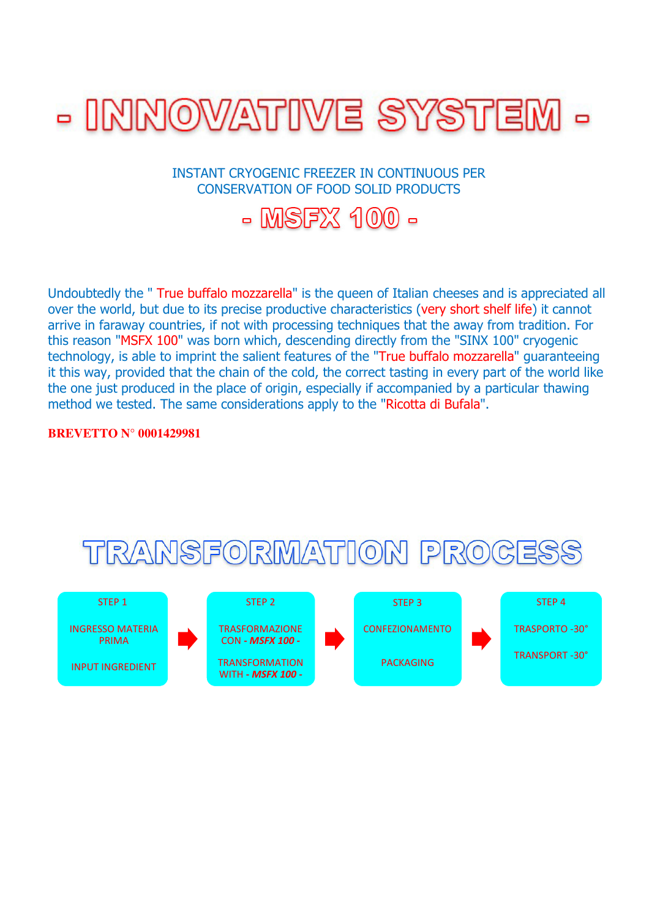# - INNOVATIVE SYSTEM -

INSTANT CRYOGENIC FREEZER IN CONTINUOUS PER CONSERVATION OF FOOD SOLID PRODUCTS

## - MSFX 100 -

Undoubtedly the " True buffalo mozzarella" is the queen of Italian cheeses and is appreciated all over the world, but due to its precise productive characteristics (very short shelf life) it cannot arrive in faraway countries, if not with processing techniques that the away from tradition. For this reason "MSFX 100" was born which, descending directly from the "SINX 100" cryogenic technology, is able to imprint the salient features of the "True buffalo mozzarella" guaranteeing it this way, provided that the chain of the cold, the correct tasting in every part of the world like the one just produced in the place of origin, especially if accompanied by a particular thawing method we tested. The same considerations apply to the "Ricotta di Bufala".

**BREVETTO N° 0001429981**

# TRANSFORMATION PROCESS

STEP 1

INGRESSO MATERIA PRIMA

INPUT INGREDIENT

STEP 2

TRASFORMAZIONE CON ***- MSFX 100 -***

TRANSFORMATION WITH ***- MSFX 100 -***

STEP 3

CONFEZIONAMENTO

PACKAGING

STEP 4

TRASPORTO -30°

TRANSPORT -30°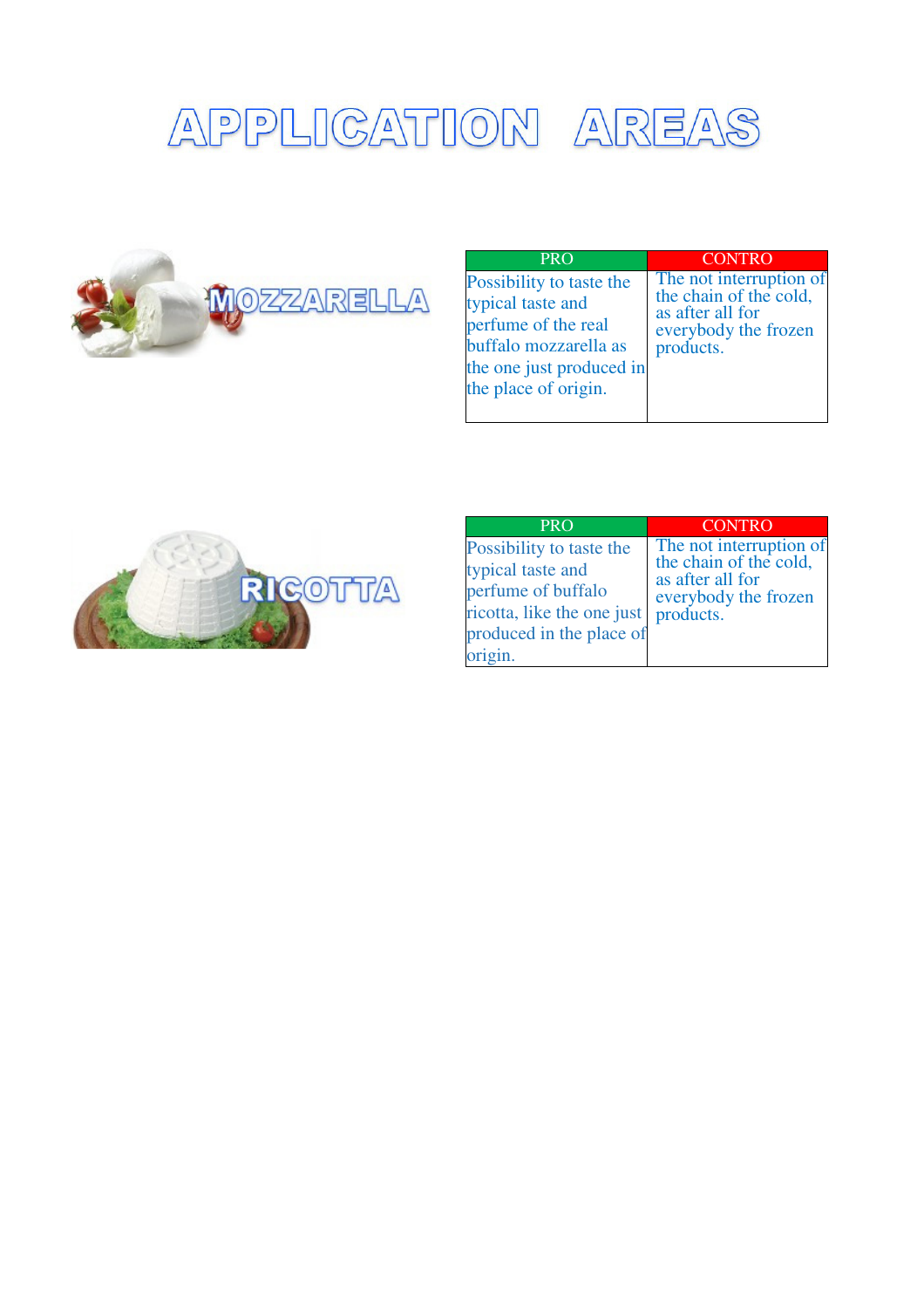# APPLICATION AREAS

MOZZARELLA

| PRO | CONTRO |
|---|---|
| Possibility to taste the typical taste and perfume of the real buffalo mozzarella as the one just produced in the place of origin. | The not interruption of the chain of the cold, as after all for everybody the frozen products. |

RICOTTA

| PRO | CONTRO |
|---|---|
| Possibility to taste the typical taste and perfume of buffalo ricotta, like the one just produced in the place of origin. | The not interruption of the chain of the cold, as after all for everybody the frozen products. |